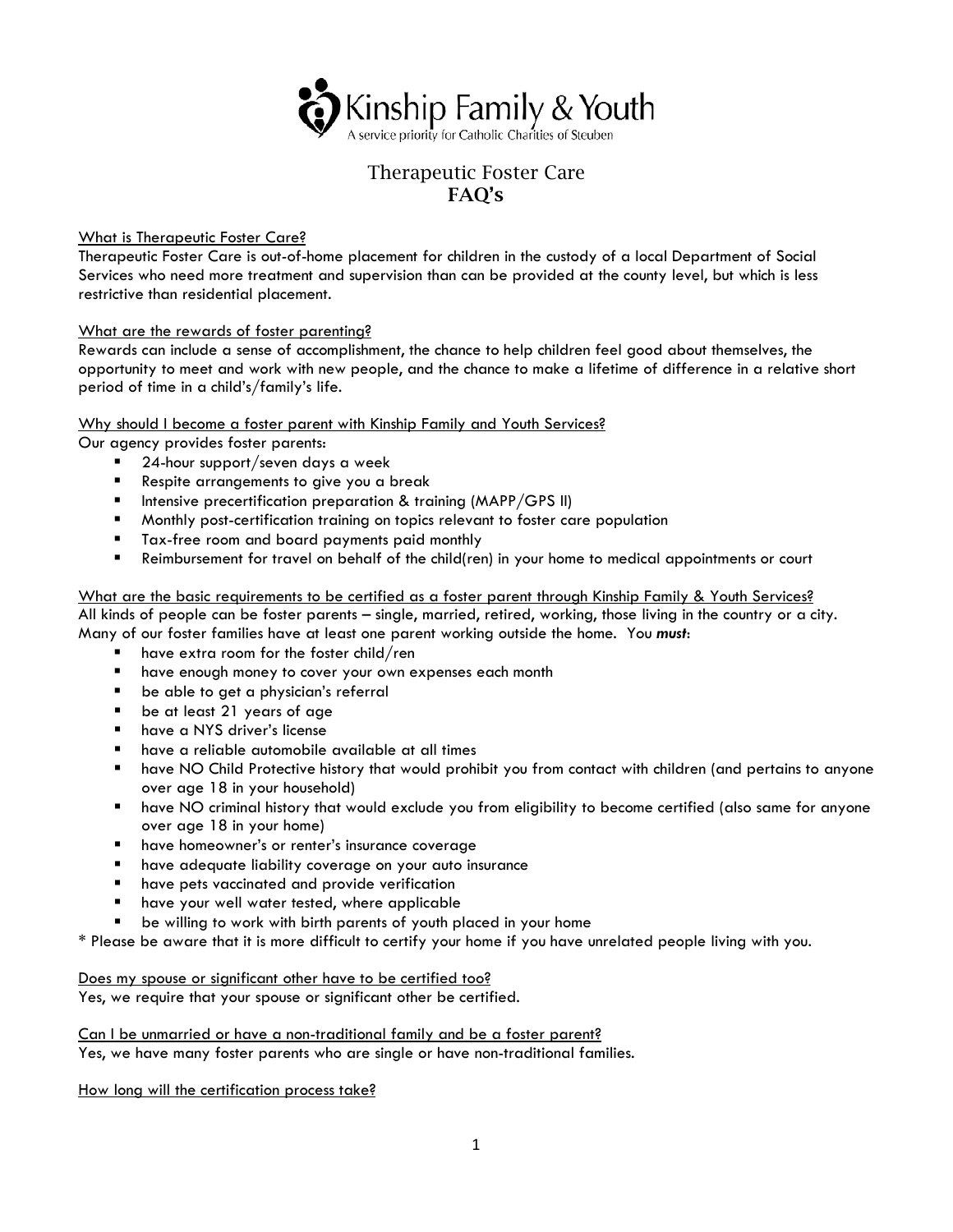Kinship Family & Youth

A service priority for Catholic Charities of Steuben

# Therapeutic Foster Care
## FAQ's

What is Therapeutic Foster Care?

Therapeutic Foster Care is out-of-home placement for children in the custody of a local Department of Social Services who need more treatment and supervision than can be provided at the county level, but which is less restrictive than residential placement.

What are the rewards of foster parenting?

Rewards can include a sense of accomplishment, the chance to help children feel good about themselves, the opportunity to meet and work with new people, and the chance to make a lifetime of difference in a relative short period of time in a child's/family's life.

Why should I become a foster parent with Kinship Family and Youth Services?

Our agency provides foster parents:

- 24-hour support/seven days a week
- Respite arrangements to give you a break
- Intensive precertification preparation & training (MAPP/GPS II)
- Monthly post-certification training on topics relevant to foster care population
- Tax-free room and board payments paid monthly
- Reimbursement for travel on behalf of the child(ren) in your home to medical appointments or court

What are the basic requirements to be certified as a foster parent through Kinship Family & Youth Services?

All kinds of people can be foster parents – single, married, retired, working, those living in the country or a city. Many of our foster families have at least one parent working outside the home. You ***must***:

- have extra room for the foster child/ren
- have enough money to cover your own expenses each month
- be able to get a physician's referral
- be at least 21 years of age
- have a NYS driver's license
- have a reliable automobile available at all times
- have NO Child Protective history that would prohibit you from contact with children (and pertains to anyone over age 18 in your household)
- have NO criminal history that would exclude you from eligibility to become certified (also same for anyone over age 18 in your home)
- have homeowner's or renter's insurance coverage
- have adequate liability coverage on your auto insurance
- have pets vaccinated and provide verification
- have your well water tested, where applicable
- be willing to work with birth parents of youth placed in your home

* Please be aware that it is more difficult to certify your home if you have unrelated people living with you.

Does my spouse or significant other have to be certified too?

Yes, we require that your spouse or significant other be certified.

Can I be unmarried or have a non-traditional family and be a foster parent?

Yes, we have many foster parents who are single or have non-traditional families.

How long will the certification process take?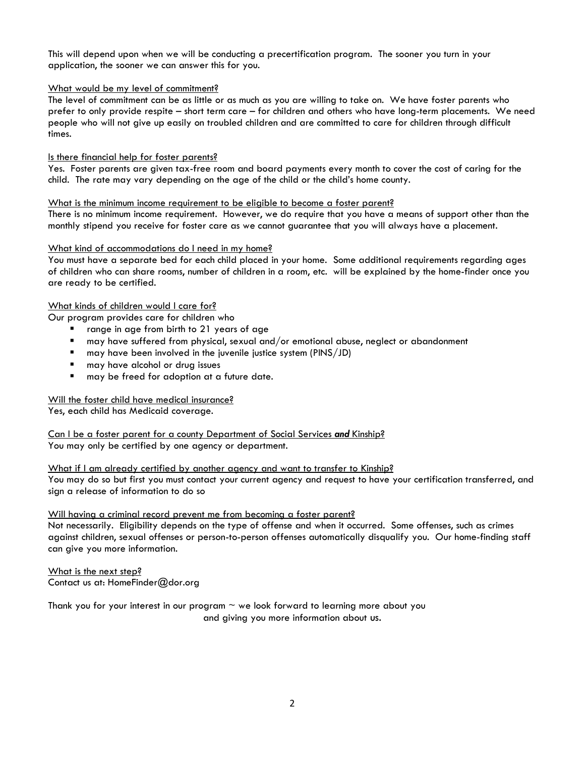This will depend upon when we will be conducting a precertification program. The sooner you turn in your application, the sooner we can answer this for you.

<u>What would be my level of commitment?</u>

The level of commitment can be as little or as much as you are willing to take on. We have foster parents who prefer to only provide respite – short term care – for children and others who have long-term placements. We need people who will not give up easily on troubled children and are committed to care for children through difficult times.

<u>Is there financial help for foster parents?</u>

Yes. Foster parents are given tax-free room and board payments every month to cover the cost of caring for the child. The rate may vary depending on the age of the child or the child's home county.

<u>What is the minimum income requirement to be eligible to become a foster parent?</u>

There is no minimum income requirement. However, we do require that you have a means of support other than the monthly stipend you receive for foster care as we cannot guarantee that you will always have a placement.

<u>What kind of accommodations do I need in my home?</u>

You must have a separate bed for each child placed in your home. Some additional requirements regarding ages of children who can share rooms, number of children in a room, etc. will be explained by the home-finder once you are ready to be certified.

<u>What kinds of children would I care for?</u>

Our program provides care for children who

- range in age from birth to 21 years of age
- may have suffered from physical, sexual and/or emotional abuse, neglect or abandonment
- may have been involved in the juvenile justice system (PINS/JD)
- may have alcohol or drug issues
- may be freed for adoption at a future date.

<u>Will the foster child have medical insurance?</u>

Yes, each child has Medicaid coverage.

<u>Can I be a foster parent for a county Department of Social Services ***and*** Kinship?</u>

You may only be certified by one agency or department.

<u>What if I am already certified by another agency and want to transfer to Kinship?</u>

You may do so but first you must contact your current agency and request to have your certification transferred, and sign a release of information to do so

<u>Will having a criminal record prevent me from becoming a foster parent?</u>

Not necessarily. Eligibility depends on the type of offense and when it occurred. Some offenses, such as crimes against children, sexual offenses or person-to-person offenses automatically disqualify you. Our home-finding staff can give you more information.

<u>What is the next step?</u>

Contact us at: HomeFinder@dor.org

Thank you for your interest in our program ~ we look forward to learning more about you and giving you more information about us.